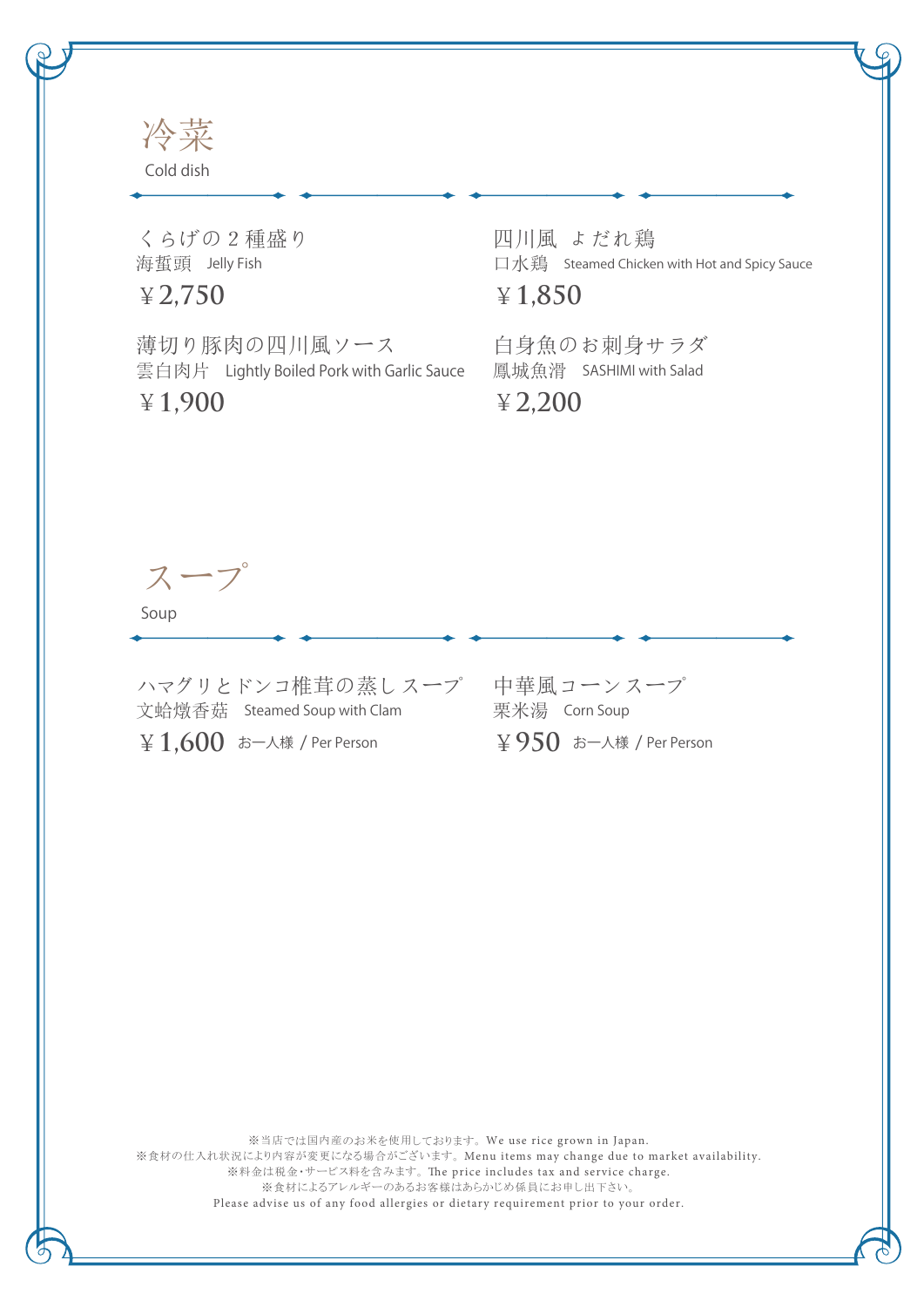## 冷菜
Cold dish

くらげの２種盛り
海蜇頭　Jelly Fish
¥2,750

四川風 よだれ鶏
口水鶏　Steamed Chicken with Hot and Spicy Sauce
¥1,850

薄切り豚肉の四川風ソース
雲白肉片　Lightly Boiled Pork with Garlic Sauce
¥1,900

白身魚のお刺身サラダ
鳳城魚滑　SASHIMI with Salad
¥2,200

## スープ
Soup

ハマグリとドンコ椎茸の蒸しスープ
文蛤燉香菇　Steamed Soup with Clam
¥1,600 お一人様 / Per Person

中華風コーンスープ
粟米湯　Corn Soup
¥950 お一人様 / Per Person

※当店では国内産のお米を使用しております。We use rice grown in Japan.
※食材の仕入れ状況により内容が変更になる場合がございます。Menu items may change due to market availability.
※料金は税金・サービス料を含みます。The price includes tax and service charge.
※食材によるアレルギーのあるお客様はあらかじめ係員にお申し出下さい。
Please advise us of any food allergies or dietary requirement prior to your order.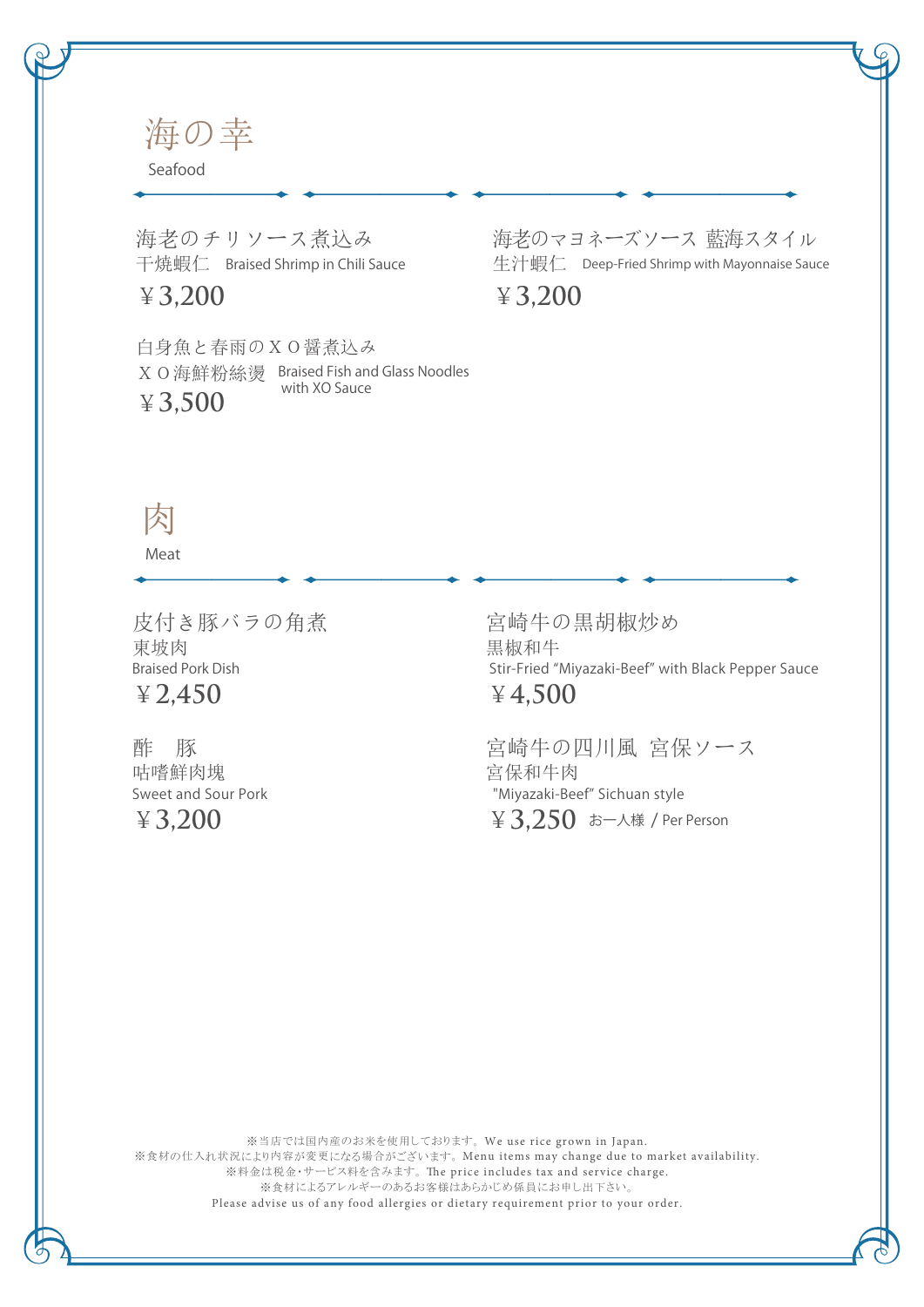## 海の幸

Seafood

海老のチリソース煮込み
干焼蝦仁　Braised Shrimp in Chili Sauce
￥3,200

海老のマヨネーズソース 藍海スタイル
生汁蝦仁　Deep-Fried Shrimp with Mayonnaise Sauce
￥3,200

白身魚と春雨のＸＯ醤煮込み
ＸＯ海鮮粉絲湯　Braised Fish and Glass Noodles with XO Sauce
￥3,500

## 肉

Meat

皮付き豚バラの角煮
東坡肉
Braised Pork Dish
￥2,450

宮崎牛の黒胡椒炒め
黒椒和牛
Stir-Fried “Miyazaki-Beef” with Black Pepper Sauce
￥4,500

酢　豚
咕嚕鮮肉塊
Sweet and Sour Pork
￥3,200

宮崎牛の四川風 宮保ソース
宮保和牛肉
"Miyazaki-Beef” Sichuan style
￥3,250 お一人様 / Per Person

※当店では国内産のお米を使用しております。We use rice grown in Japan.
※食材の仕入れ状況により内容が変更になる場合がございます。Menu items may change due to market availability.
※料金は税金・サービス料を含みます。The price includes tax and service charge.
※食材によるアレルギーのあるお客様はあらかじめ係員にお申し出下さい。
Please advise us of any food allergies or dietary requirement prior to your order.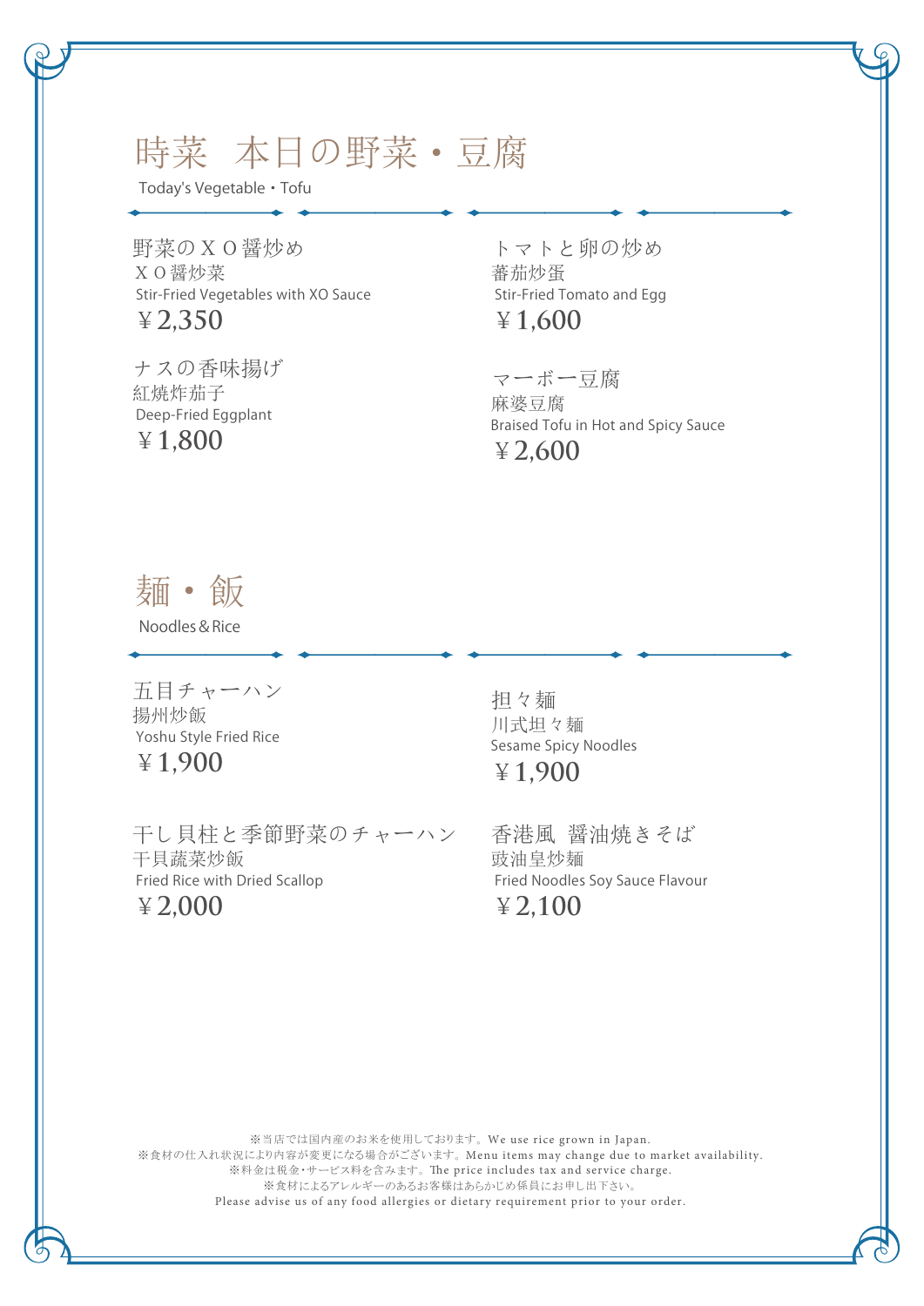# 時菜　本日の野菜・豆腐

Today's Vegetable・Tofu

野菜のＸＯ醤炒め
ＸＯ醤炒菜
Stir-Fried Vegetables with XO Sauce
￥2,350

トマトと卵の炒め
蕃茄炒蛋
Stir-Fried Tomato and Egg
￥1,600

ナスの香味揚げ
紅焼炸茄子
Deep-Fried Eggplant
￥1,800

マーボー豆腐
麻婆豆腐
Braised Tofu in Hot and Spicy Sauce
￥2,600

# 麺・飯

Noodles＆Rice

五目チャーハン
揚州炒飯
Yoshu Style Fried Rice
￥1,900

担々麺
川式担々麺
Sesame Spicy Noodles
￥1,900

干し貝柱と季節野菜のチャーハン
干貝蔬菜炒飯
Fried Rice with Dried Scallop
￥2,000

香港風　醤油焼きそば
豉油皇炒麺
Fried Noodles Soy Sauce Flavour
￥2,100

※当店では国内産のお米を使用しております。We use rice grown in Japan.
※食材の仕入れ状況により内容が変更になる場合がございます。Menu items may change due to market availability.
※料金は税金・サービス料を含みます。The price includes tax and service charge.
※食材によるアレルギーのあるお客様はあらかじめ係員にお申し出下さい。
Please advise us of any food allergies or dietary requirement prior to your order.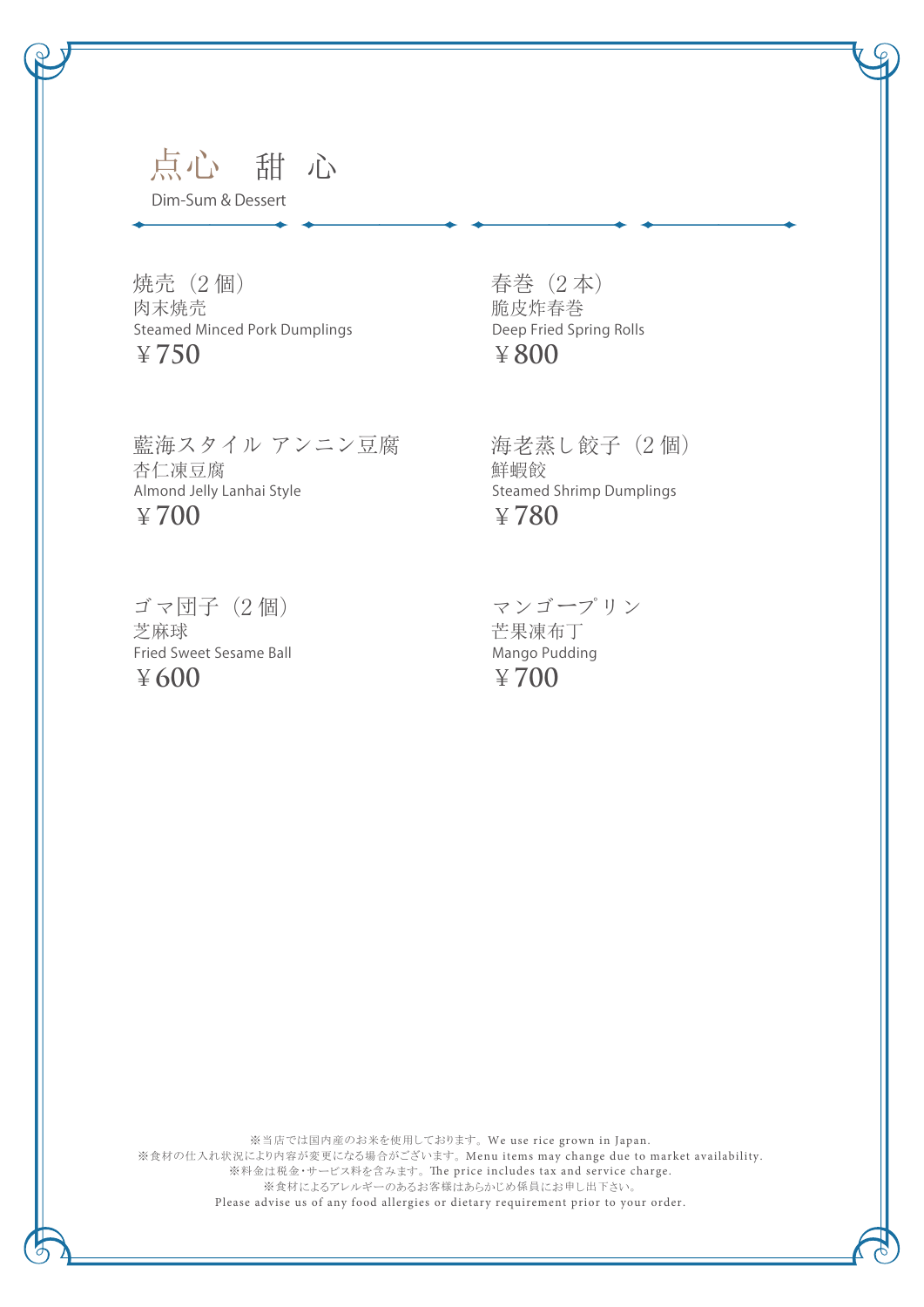# 点心　甜 心

Dim-Sum & Dessert

焼売（2 個）
肉末焼売
Steamed Minced Pork Dumplings
￥750

春巻（2 本）
脆皮炸春巻
Deep Fried Spring Rolls
￥800

藍海スタイル アンニン豆腐
杏仁凍豆腐
Almond Jelly Lanhai Style
￥700

海老蒸し餃子（2 個）
鮮蝦餃
Steamed Shrimp Dumplings
￥780

ゴマ団子（2 個）
芝麻球
Fried Sweet Sesame Ball
￥600

マンゴープリン
芒果凍布丁
Mango Pudding
￥700

※当店では国内産のお米を使用しております。We use rice grown in Japan.
※食材の仕入れ状況により内容が変更になる場合がございます。Menu items may change due to market availability.
※料金は税金・サービス料を含みます。The price includes tax and service charge.
※食材によるアレルギーのあるお客様はあらかじめ係員にお申し出下さい。
Please advise us of any food allergies or dietary requirement prior to your order.